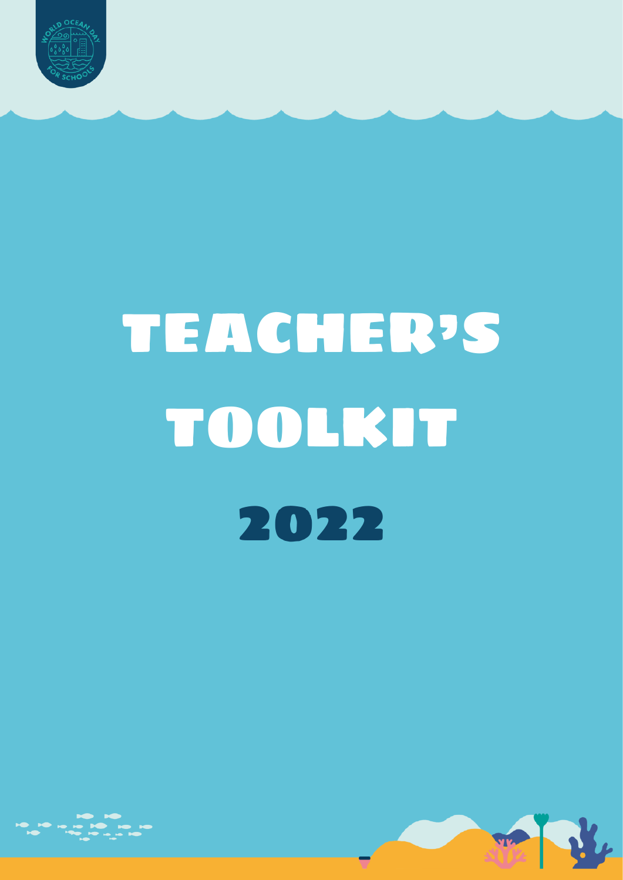# TEACHER'S TOOLKIT

# 2022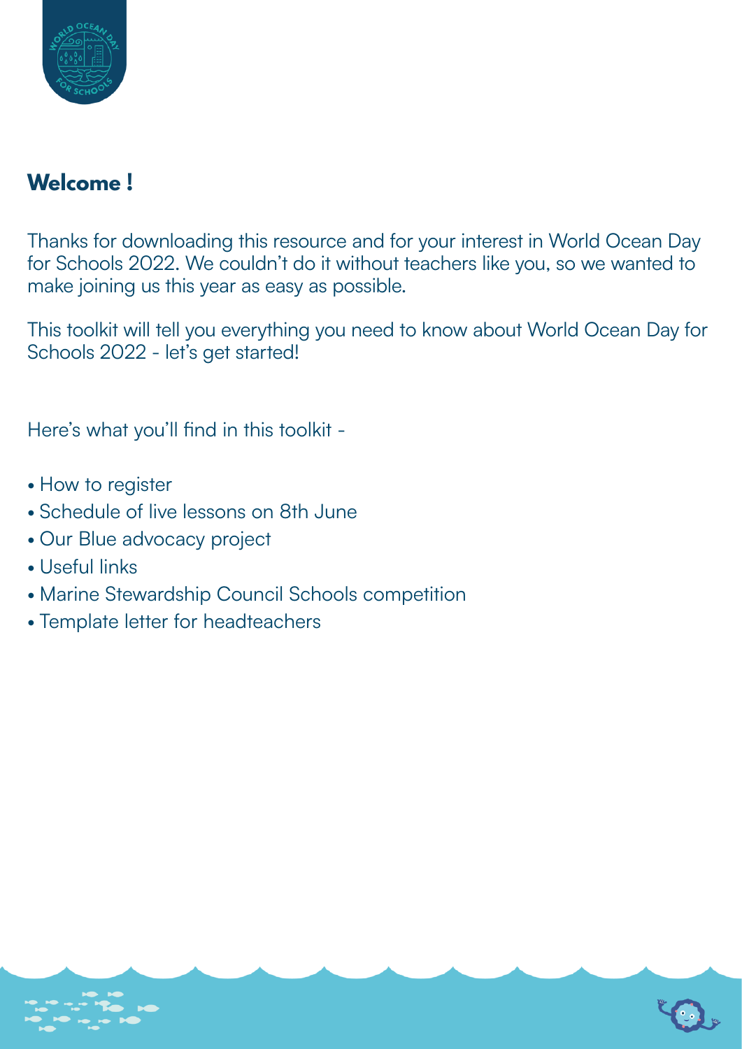## Welcome !

Thanks for downloading this resource and for your interest in World Ocean Day for Schools 2022. We couldn't do it without teachers like you, so we wanted to make joining us this year as easy as possible.

This toolkit will tell you everything you need to know about World Ocean Day for Schools 2022 - let's get started!

Here's what you'll find in this toolkit -

- How to register
- Schedule of live lessons on 8th June
- Our Blue advocacy project
- Useful links
- Marine Stewardship Council Schools competition
- Template letter for headteachers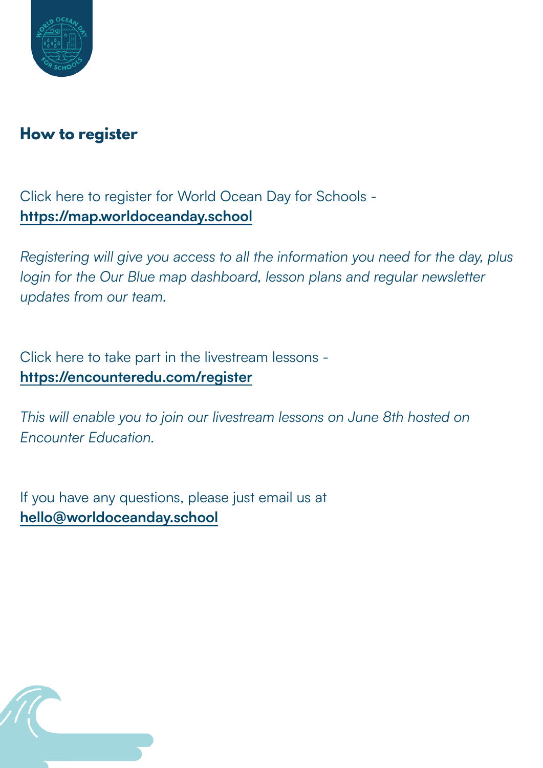## How to register

Click here to register for World Ocean Day for Schools - **https://map.worldoceanday.school**

*Registering will give you access to all the information you need for the day, plus login for the Our Blue map dashboard, lesson plans and regular newsletter updates from our team.*

Click here to take part in the livestream lessons - **https://encounteredu.com/register**

*This will enable you to join our livestream lessons on June 8th hosted on Encounter Education.*

If you have any questions, please just email us at **hello@worldoceanday.school**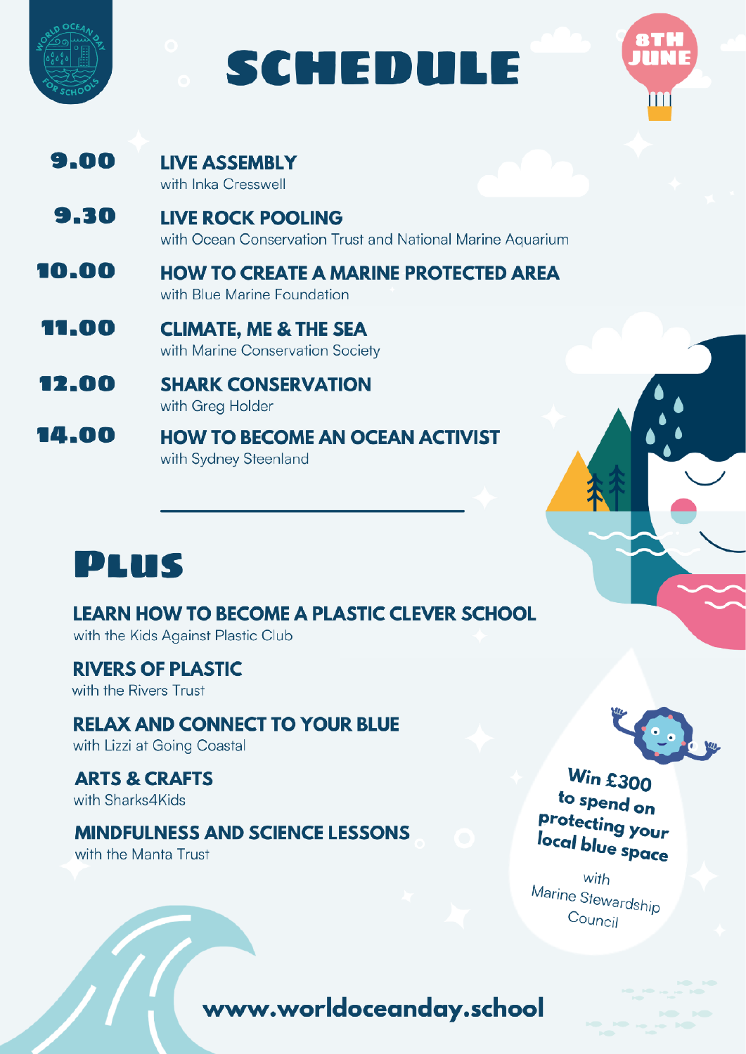# SCHEDULE

8TH JUNE

**9.00** **LIVE ASSEMBLY**
with Inka Cresswell

**9.30** **LIVE ROCK POOLING**
with Ocean Conservation Trust and National Marine Aquarium

**10.00** **HOW TO CREATE A MARINE PROTECTED AREA**
with Blue Marine Foundation

**11.00** **CLIMATE, ME & THE SEA**
with Marine Conservation Society

**12.00** **SHARK CONSERVATION**
with Greg Holder

**14.00** **HOW TO BECOME AN OCEAN ACTIVIST**
with Sydney Steenland

## PLUS

**LEARN HOW TO BECOME A PLASTIC CLEVER SCHOOL**
with the Kids Against Plastic Club

**RIVERS OF PLASTIC**
with the Rivers Trust

**RELAX AND CONNECT TO YOUR BLUE**
with Lizzi at Going Coastal

**ARTS & CRAFTS**
with Sharks4Kids

**MINDFULNESS AND SCIENCE LESSONS**
with the Manta Trust

**Win £300 to spend on protecting your local blue space**
with Marine Stewardship Council

**www.worldoceanday.school**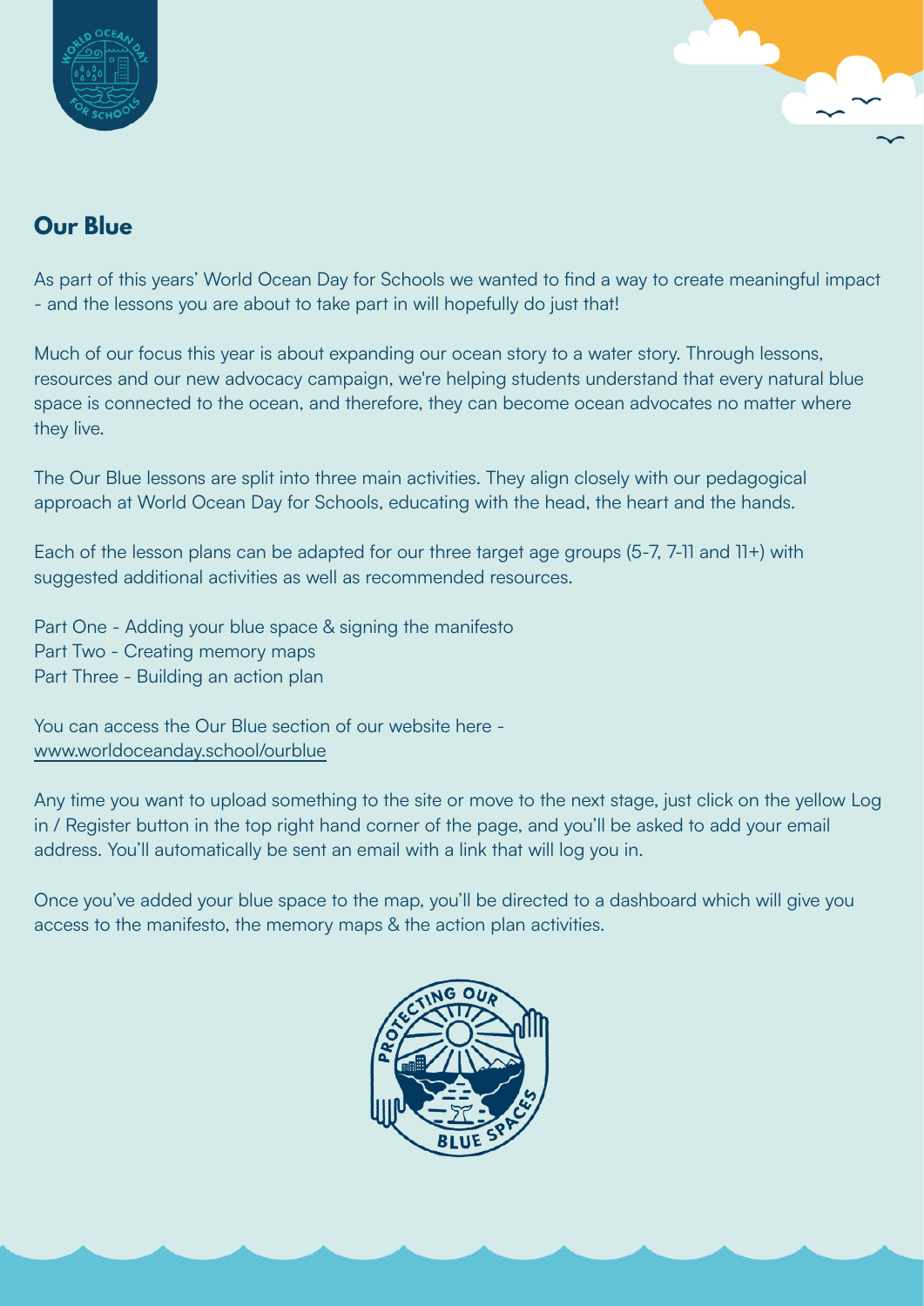## Our Blue

As part of this years' World Ocean Day for Schools we wanted to find a way to create meaningful impact - and the lessons you are about to take part in will hopefully do just that!

Much of our focus this year is about expanding our ocean story to a water story. Through lessons, resources and our new advocacy campaign, we're helping students understand that every natural blue space is connected to the ocean, and therefore, they can become ocean advocates no matter where they live.

The Our Blue lessons are split into three main activities. They align closely with our pedagogical approach at World Ocean Day for Schools, educating with the head, the heart and the hands.

Each of the lesson plans can be adapted for our three target age groups (5-7, 7-11 and 11+) with suggested additional activities as well as recommended resources.

Part One - Adding your blue space & signing the manifesto
Part Two - Creating memory maps
Part Three - Building an action plan

You can access the Our Blue section of our website here - www.worldoceanday.school/ourblue

Any time you want to upload something to the site or move to the next stage, just click on the yellow Log in / Register button in the top right hand corner of the page, and you'll be asked to add your email address. You'll automatically be sent an email with a link that will log you in.

Once you've added your blue space to the map, you'll be directed to a dashboard which will give you access to the manifesto, the memory maps & the action plan activities.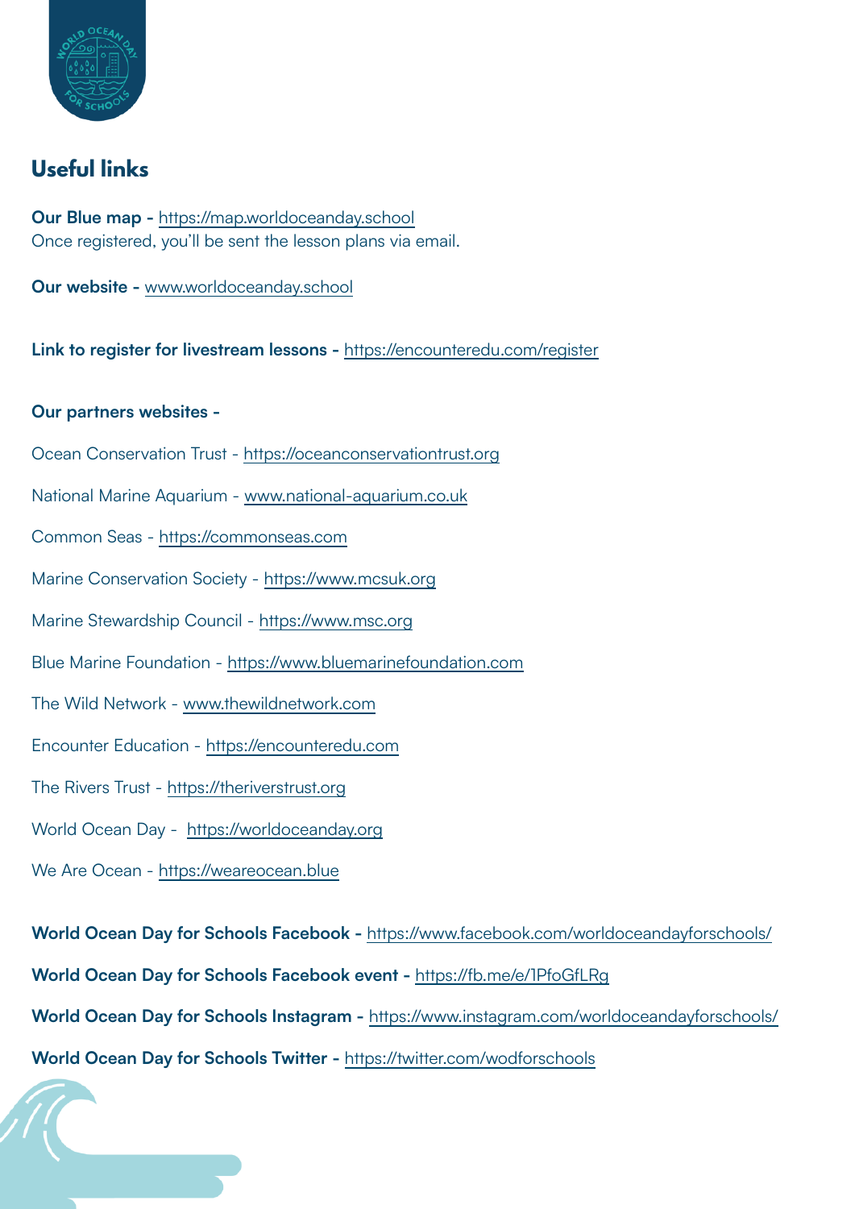## Useful links

**Our Blue map -** https://map.worldoceanday.school
Once registered, you'll be sent the lesson plans via email.

**Our website -** www.worldoceanday.school

**Link to register for livestream lessons -** https://encounteredu.com/register

**Our partners websites -**

Ocean Conservation Trust - https://oceanconservationtrust.org

National Marine Aquarium - www.national-aquarium.co.uk

Common Seas - https://commonseas.com

Marine Conservation Society - https://www.mcsuk.org

Marine Stewardship Council - https://www.msc.org

Blue Marine Foundation - https://www.bluemarinefoundation.com

The Wild Network - www.thewildnetwork.com

Encounter Education - https://encounteredu.com

The Rivers Trust - https://theriverstrust.org

World Ocean Day - https://worldoceanday.org

We Are Ocean - https://weareocean.blue

**World Ocean Day for Schools Facebook -** https://www.facebook.com/worldoceandayforschools/

**World Ocean Day for Schools Facebook event -** https://fb.me/e/1PfoGfLRg

**World Ocean Day for Schools Instagram -** https://www.instagram.com/worldoceandayforschools/

**World Ocean Day for Schools Twitter -** https://twitter.com/wodforschools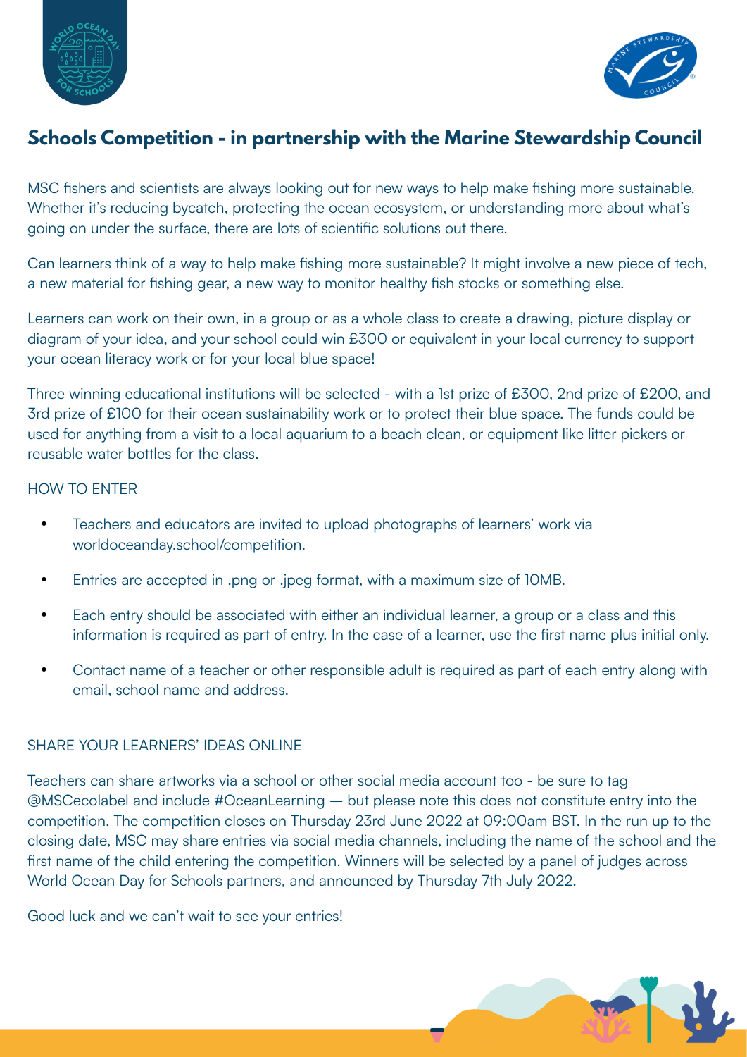## Schools Competition - in partnership with the Marine Stewardship Council

MSC fishers and scientists are always looking out for new ways to help make fishing more sustainable. Whether it's reducing bycatch, protecting the ocean ecosystem, or understanding more about what's going on under the surface, there are lots of scientific solutions out there.

Can learners think of a way to help make fishing more sustainable? It might involve a new piece of tech, a new material for fishing gear, a new way to monitor healthy fish stocks or something else.

Learners can work on their own, in a group or as a whole class to create a drawing, picture display or diagram of your idea, and your school could win £300 or equivalent in your local currency to support your ocean literacy work or for your local blue space!

Three winning educational institutions will be selected - with a 1st prize of £300, 2nd prize of £200, and 3rd prize of £100 for their ocean sustainability work or to protect their blue space. The funds could be used for anything from a visit to a local aquarium to a beach clean, or equipment like litter pickers or reusable water bottles for the class.

HOW TO ENTER

- Teachers and educators are invited to upload photographs of learners' work via worldoceanday.school/competition.
- Entries are accepted in .png or .jpeg format, with a maximum size of 10MB.
- Each entry should be associated with either an individual learner, a group or a class and this information is required as part of entry. In the case of a learner, use the first name plus initial only.
- Contact name of a teacher or other responsible adult is required as part of each entry along with email, school name and address.

SHARE YOUR LEARNERS' IDEAS ONLINE

Teachers can share artworks via a school or other social media account too - be sure to tag @MSCecolabel and include #OceanLearning — but please note this does not constitute entry into the competition. The competition closes on Thursday 23rd June 2022 at 09:00am BST. In the run up to the closing date, MSC may share entries via social media channels, including the name of the school and the first name of the child entering the competition. Winners will be selected by a panel of judges across World Ocean Day for Schools partners, and announced by Thursday 7th July 2022.

Good luck and we can't wait to see your entries!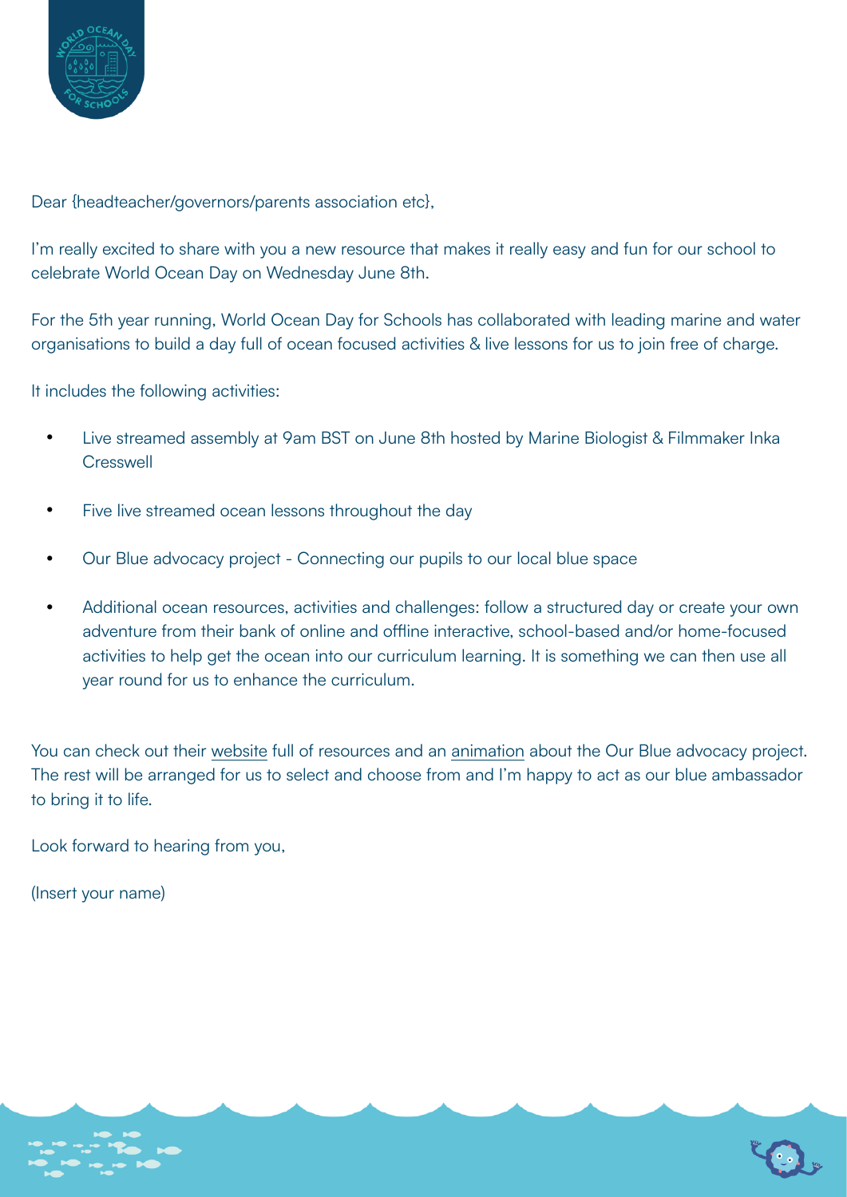Dear {headteacher/governors/parents association etc},

I'm really excited to share with you a new resource that makes it really easy and fun for our school to celebrate World Ocean Day on Wednesday June 8th.

For the 5th year running, World Ocean Day for Schools has collaborated with leading marine and water organisations to build a day full of ocean focused activities & live lessons for us to join free of charge.

It includes the following activities:

- Live streamed assembly at 9am BST on June 8th hosted by Marine Biologist & Filmmaker Inka Cresswell
- Five live streamed ocean lessons throughout the day
- Our Blue advocacy project - Connecting our pupils to our local blue space
- Additional ocean resources, activities and challenges: follow a structured day or create your own adventure from their bank of online and offline interactive, school-based and/or home-focused activities to help get the ocean into our curriculum learning. It is something we can then use all year round for us to enhance the curriculum.

You can check out their website full of resources and an animation about the Our Blue advocacy project. The rest will be arranged for us to select and choose from and I'm happy to act as our blue ambassador to bring it to life.

Look forward to hearing from you,

(Insert your name)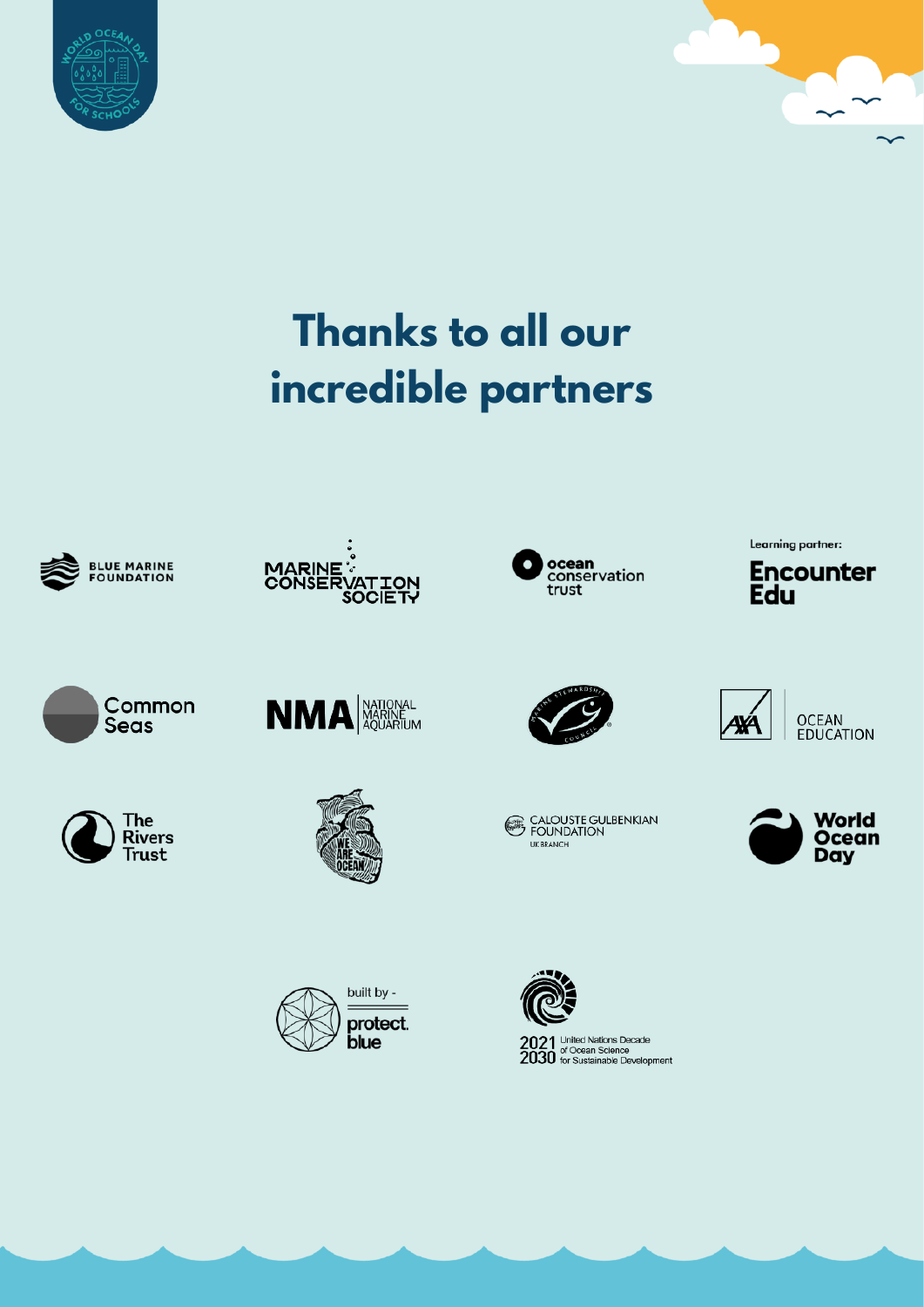# Thanks to all our incredible partners

BLUE MARINE FOUNDATION

MARINE CONSERVATION SOCIETY

ocean conservation trust

Learning partner:

Encounter Edu

Common Seas

NMA NATIONAL MARINE AQUARIUM

MARINE STEWARDSHIP COUNCIL

AXA OCEAN EDUCATION

The Rivers Trust

WE ARE OCEAN

CALOUSTE GULBENKIAN FOUNDATION UK BRANCH

World Ocean Day

built by - protect. blue

2021 2030 United Nations Decade of Ocean Science for Sustainable Development